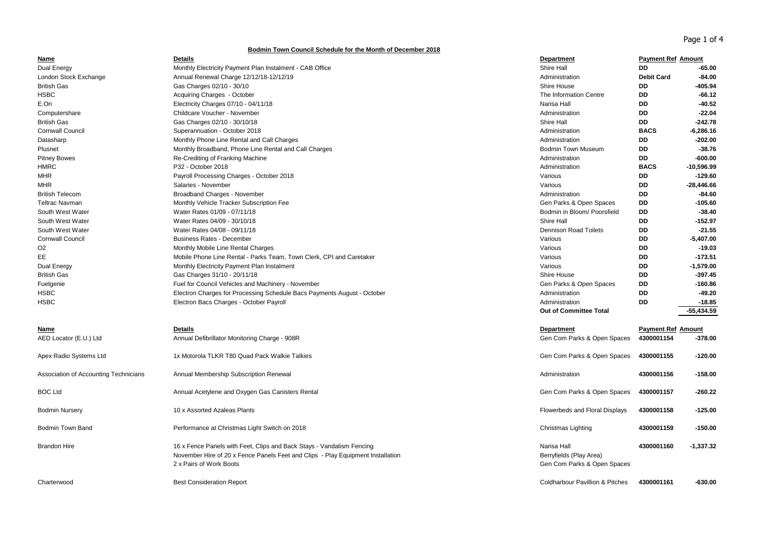**Bodmin Town Council Schedule for the Month of December 2018**

| Name | Details | Department | Payment Ref | Amount |
|---|---|---|---|---|
| Dual Energy | Monthly Electricity Payment Plan Instalment - CAB Office | Shire Hall | DD | -65.00 |
| London Stock Exchange | Annual Renewal Charge 12/12/18-12/12/19 | Administration | Debit Card | -84.00 |
| British Gas | Gas Charges 02/10 - 30/10 | Shire House | DD | -405.94 |
| HSBC | Acquiring Charges - October | The Information Centre | DD | -66.12 |
| E.On | Electricity Charges 07/10 - 04/11/18 | Narisa Hall | DD | -40.52 |
| Computershare | Childcare Voucher - November | Administration | DD | -22.04 |
| British Gas | Gas Charges 02/10 - 30/10/18 | Shire Hall | DD | -242.78 |
| Cornwall Council | Superannuation - October 2018 | Administration | BACS | -6,286.16 |
| Datasharp | Monthly Phone Line Rental and Call Charges | Administration | DD | -202.00 |
| Plusnet | Monthly Broadband, Phone Line Rental and Call Charges | Bodmin Town Museum | DD | -38.76 |
| Pitney Bowes | Re-Crediting of Franking Machine | Administration | DD | -600.00 |
| HMRC | P32 - October 2018 | Administration | BACS | -10,596.99 |
| MHR | Payroll Processing Charges - October 2018 | Various | DD | -129.60 |
| MHR | Salaries - November | Various | DD | -28,446.66 |
| British Telecom | Broadband Charges - November | Administration | DD | -84.60 |
| Teltrac Navman | Monthly Vehicle Tracker Subscription Fee | Gen Parks & Open Spaces | DD | -105.60 |
| South West Water | Water Rates 01/09 - 07/11/18 | Bodmin in Bloom/ Poorsfield | DD | -38.40 |
| South West Water | Water Rates 04/09 - 30/10/18 | Shire Hall | DD | -152.97 |
| South West Water | Water Rates 04/08 - 09/11/18 | Dennison Road Toilets | DD | -21.55 |
| Cornwall Council | Business Rates - December | Various | DD | -5,407.00 |
| O2 | Monthly Mobile Line Rental Charges | Various | DD | -19.03 |
| EE | Mobile Phone Line Rental - Parks Team, Town Clerk, CPI and Caretaker | Various | DD | -173.51 |
| Dual Energy | Monthly Electricity Payment Plan Instalment | Various | DD | -1,579.00 |
| British Gas | Gas Charges 31/10 - 20/11/18 | Shire House | DD | -397.45 |
| Fuelgenie | Fuel for Council Vehicles and Machinery - November | Gen Parks & Open Spaces | DD | -160.86 |
| HSBC | Electron Charges for Processing Schedule Bacs Payments August - October | Administration | DD | -49.20 |
| HSBC | Electron Bacs Charges - October Payroll | Administration | DD | -18.85 |
| | | **Out of Committee Total** | | **-55,434.59** |

| Name | Details | Department | Payment Ref | Amount |
|---|---|---|---|---|
| AED Locator (E.U.) Ltd | Annual Defibrillator Monitoring Charge - 908R | Gen Com Parks & Open Spaces | 4300001154 | -378.00 |
| Apex Radio Systems Ltd | 1x Motorola TLKR T80 Quad Pack Walkie Talkies | Gen Com Parks & Open Spaces | 4300001155 | -120.00 |
| Association of Accounting Technicians | Annual Membership Subscription Renewal | Administration | 4300001156 | -158.00 |
| BOC Ltd | Annual Acetylene and Oxygen Gas Canisters Rental | Gen Com Parks & Open Spaces | 4300001157 | -260.22 |
| Bodmin Nursery | 10 x Assorted Azaleas Plants | Flowerbeds and Floral Displays | 4300001158 | -125.00 |
| Bodmin Town Band | Performance at Christmas Light Switch on 2018 | Christmas Lighting | 4300001159 | -150.00 |
| Brandon Hire | 16 x Fence Panels with Feet, Clips and Back Stays - Vandalism Fencing<br>November Hire of 20 x Fence Panels Feet and Clips - Play Equipment Installation<br>2 x Pairs of Work Boots | Narisa Hall<br>Berryfields (Play Area)<br>Gen Com Parks & Open Spaces | 4300001160 | -1,337.32 |
| Charterwood | Best Consideration Report | Coldharbour Pavillion & Pitches | 4300001161 | -630.00 |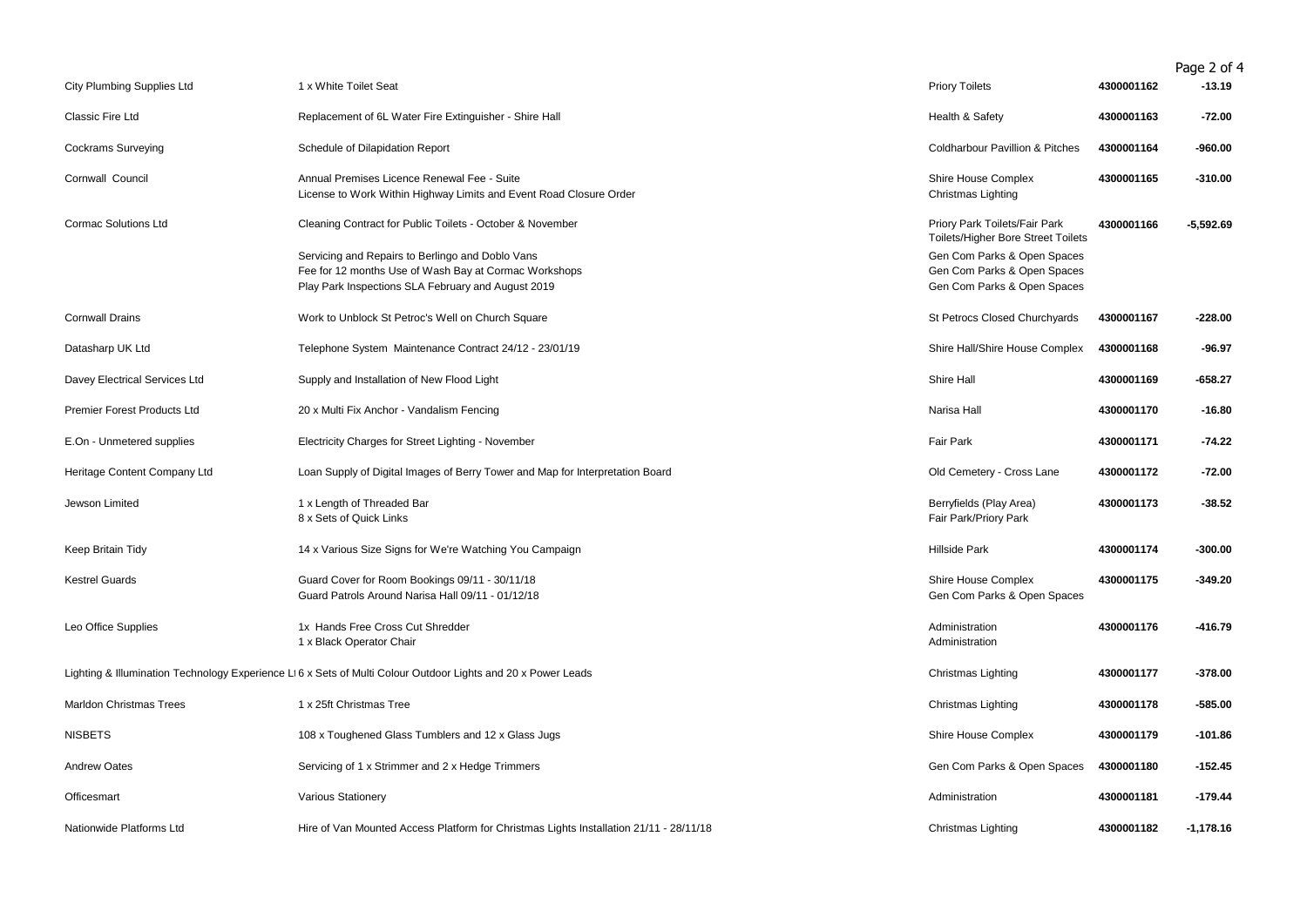| | | | | |
|---|---|---|---|---|
| City Plumbing Supplies Ltd | 1 x White Toilet Seat | Priory Toilets | **4300001162** | **-13.19** |
| Classic Fire Ltd | Replacement of 6L Water Fire Extinguisher - Shire Hall | Health & Safety | **4300001163** | **-72.00** |
| Cockrams Surveying | Schedule of Dilapidation Report | Coldharbour Pavillion & Pitches | **4300001164** | **-960.00** |
| Cornwall Council | Annual Premises Licence Renewal Fee - Suite | Shire House Complex | **4300001165** | **-310.00** |
| | License to Work Within Highway Limits and Event Road Closure Order | Christmas Lighting | | |
| Cormac Solutions Ltd | Cleaning Contract for Public Toilets - October & November | Priory Park Toilets/Fair Park Toilets/Higher Bore Street Toilets | **4300001166** | **-5,592.69** |
| | Servicing and Repairs to Berlingo and Doblo Vans | Gen Com Parks & Open Spaces | | |
| | Fee for 12 months Use of Wash Bay at Cormac Workshops | Gen Com Parks & Open Spaces | | |
| | Play Park Inspections SLA February and August 2019 | Gen Com Parks & Open Spaces | | |
| Cornwall Drains | Work to Unblock St Petroc's Well on Church Square | St Petrocs Closed Churchyards | **4300001167** | **-228.00** |
| Datasharp UK Ltd | Telephone System Maintenance Contract 24/12 - 23/01/19 | Shire Hall/Shire House Complex | **4300001168** | **-96.97** |
| Davey Electrical Services Ltd | Supply and Installation of New Flood Light | Shire Hall | **4300001169** | **-658.27** |
| Premier Forest Products Ltd | 20 x Multi Fix Anchor - Vandalism Fencing | Narisa Hall | **4300001170** | **-16.80** |
| E.On - Unmetered supplies | Electricity Charges for Street Lighting - November | Fair Park | **4300001171** | **-74.22** |
| Heritage Content Company Ltd | Loan Supply of Digital Images of Berry Tower and Map for Interpretation Board | Old Cemetery - Cross Lane | **4300001172** | **-72.00** |
| Jewson Limited | 1 x Length of Threaded Bar | Berryfields (Play Area) | **4300001173** | **-38.52** |
| | 8 x Sets of Quick Links | Fair Park/Priory Park | | |
| Keep Britain Tidy | 14 x Various Size Signs for We're Watching You Campaign | Hillside Park | **4300001174** | **-300.00** |
| Kestrel Guards | Guard Cover for Room Bookings 09/11 - 30/11/18 | Shire House Complex | **4300001175** | **-349.20** |
| | Guard Patrols Around Narisa Hall 09/11 - 01/12/18 | Gen Com Parks & Open Spaces | | |
| Leo Office Supplies | 1x Hands Free Cross Cut Shredder | Administration | **4300001176** | **-416.79** |
| | 1 x Black Operator Chair | Administration | | |
| Lighting & Illumination Technology Experience Lt | 6 x Sets of Multi Colour Outdoor Lights and 20 x Power Leads | Christmas Lighting | **4300001177** | **-378.00** |
| Marldon Christmas Trees | 1 x 25ft Christmas Tree | Christmas Lighting | **4300001178** | **-585.00** |
| NISBETS | 108 x Toughened Glass Tumblers and 12 x Glass Jugs | Shire House Complex | **4300001179** | **-101.86** |
| Andrew Oates | Servicing of 1 x Strimmer and 2 x Hedge Trimmers | Gen Com Parks & Open Spaces | **4300001180** | **-152.45** |
| Officesmart | Various Stationery | Administration | **4300001181** | **-179.44** |
| Nationwide Platforms Ltd | Hire of Van Mounted Access Platform for Christmas Lights Installation 21/11 - 28/11/18 | Christmas Lighting | **4300001182** | **-1,178.16** |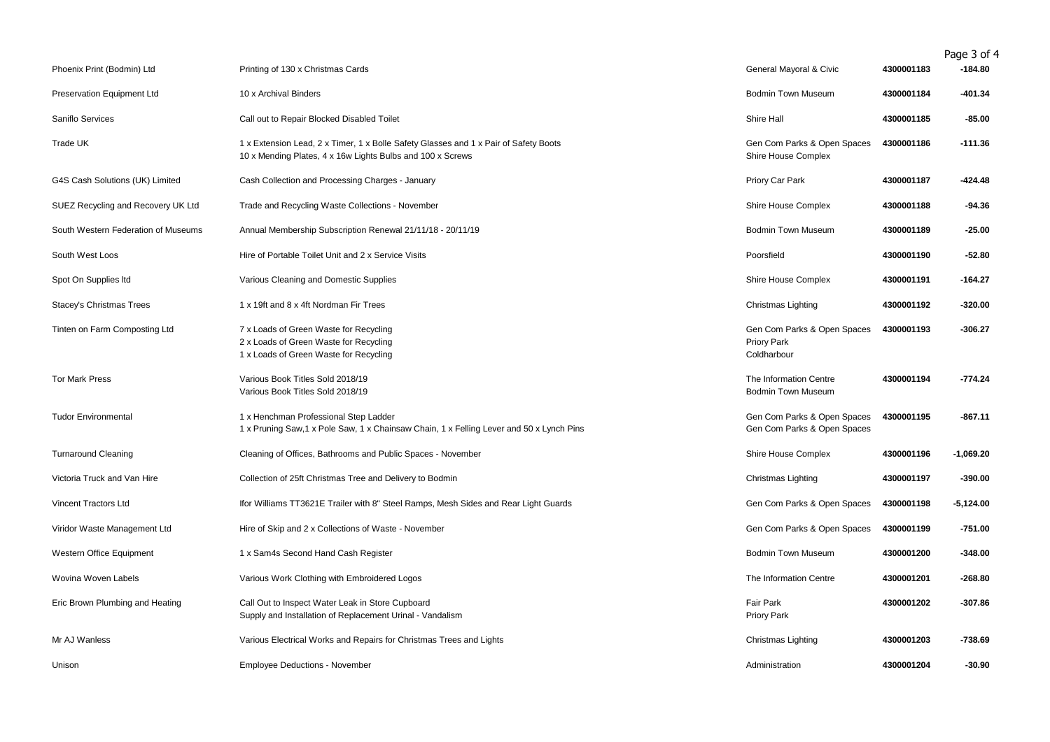| | | | | |
|---|---|---|---|---|
| Phoenix Print (Bodmin) Ltd | Printing of 130 x Christmas Cards | General Mayoral & Civic | **4300001183** | **-184.80** |
| Preservation Equipment Ltd | 10 x Archival Binders | Bodmin Town Museum | **4300001184** | **-401.34** |
| Saniflo Services | Call out to Repair Blocked Disabled Toilet | Shire Hall | **4300001185** | **-85.00** |
| Trade UK | 1 x Extension Lead, 2 x Timer, 1 x Bolle Safety Glasses and 1 x Pair of Safety Boots<br>10 x Mending Plates, 4 x 16w Lights Bulbs and 100 x Screws | Gen Com Parks & Open Spaces<br>Shire House Complex | **4300001186** | **-111.36** |
| G4S Cash Solutions (UK) Limited | Cash Collection and Processing Charges - January | Priory Car Park | **4300001187** | **-424.48** |
| SUEZ Recycling and Recovery UK Ltd | Trade and Recycling Waste Collections - November | Shire House Complex | **4300001188** | **-94.36** |
| South Western Federation of Museums | Annual Membership Subscription Renewal 21/11/18 - 20/11/19 | Bodmin Town Museum | **4300001189** | **-25.00** |
| South West Loos | Hire of Portable Toilet Unit and 2 x Service Visits | Poorsfield | **4300001190** | **-52.80** |
| Spot On Supplies ltd | Various Cleaning and Domestic Supplies | Shire House Complex | **4300001191** | **-164.27** |
| Stacey's Christmas Trees | 1 x 19ft and 8 x 4ft Nordman Fir Trees | Christmas Lighting | **4300001192** | **-320.00** |
| Tinten on Farm Composting Ltd | 7 x Loads of Green Waste for Recycling<br>2 x Loads of Green Waste for Recycling<br>1 x Loads of Green Waste for Recycling | Gen Com Parks & Open Spaces<br>Priory Park<br>Coldharbour | **4300001193** | **-306.27** |
| Tor Mark Press | Various Book Titles Sold 2018/19<br>Various Book Titles Sold 2018/19 | The Information Centre<br>Bodmin Town Museum | **4300001194** | **-774.24** |
| Tudor Environmental | 1 x Henchman Professional Step Ladder<br>1 x Pruning Saw,1 x Pole Saw, 1 x Chainsaw Chain, 1 x Felling Lever and 50 x Lynch Pins | Gen Com Parks & Open Spaces<br>Gen Com Parks & Open Spaces | **4300001195** | **-867.11** |
| Turnaround Cleaning | Cleaning of Offices, Bathrooms and Public Spaces - November | Shire House Complex | **4300001196** | **-1,069.20** |
| Victoria Truck and Van Hire | Collection of 25ft Christmas Tree and Delivery to Bodmin | Christmas Lighting | **4300001197** | **-390.00** |
| Vincent Tractors Ltd | Ifor Williams TT3621E Trailer with 8" Steel Ramps, Mesh Sides and Rear Light Guards | Gen Com Parks & Open Spaces | **4300001198** | **-5,124.00** |
| Viridor Waste Management Ltd | Hire of Skip and 2 x Collections of Waste - November | Gen Com Parks & Open Spaces | **4300001199** | **-751.00** |
| Western Office Equipment | 1 x Sam4s Second Hand Cash Register | Bodmin Town Museum | **4300001200** | **-348.00** |
| Wovina Woven Labels | Various Work Clothing with Embroidered Logos | The Information Centre | **4300001201** | **-268.80** |
| Eric Brown Plumbing and Heating | Call Out to Inspect Water Leak in Store Cupboard<br>Supply and Installation of Replacement Urinal - Vandalism | Fair Park<br>Priory Park | **4300001202** | **-307.86** |
| Mr AJ Wanless | Various Electrical Works and Repairs for Christmas Trees and Lights | Christmas Lighting | **4300001203** | **-738.69** |
| Unison | Employee Deductions - November | Administration | **4300001204** | **-30.90** |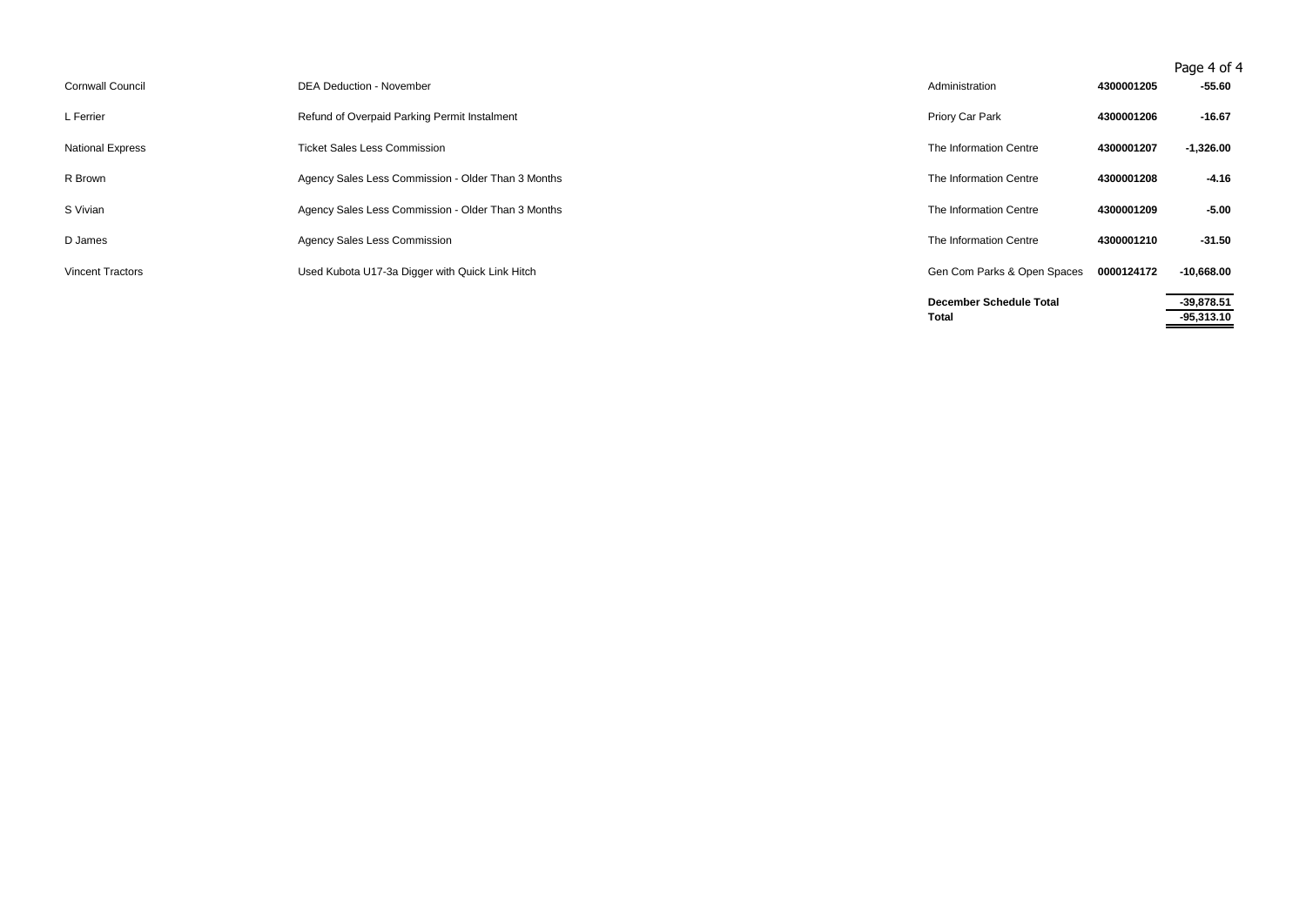| | | | | |
|---|---|---|---|---|
| Cornwall Council | DEA Deduction - November | Administration | **4300001205** | **-55.60** |
| L Ferrier | Refund of Overpaid Parking Permit Instalment | Priory Car Park | **4300001206** | **-16.67** |
| National Express | Ticket Sales Less Commission | The Information Centre | **4300001207** | **-1,326.00** |
| R Brown | Agency Sales Less Commission - Older Than 3 Months | The Information Centre | **4300001208** | **-4.16** |
| S Vivian | Agency Sales Less Commission - Older Than 3 Months | The Information Centre | **4300001209** | **-5.00** |
| D James | Agency Sales Less Commission | The Information Centre | **4300001210** | **-31.50** |
| Vincent Tractors | Used Kubota U17-3a Digger with Quick Link Hitch | Gen Com Parks & Open Spaces | **0000124172** | **-10,668.00** |
| | | **December Schedule Total** | | **-39,878.51** |
| | | **Total** | | **-95,313.10** |